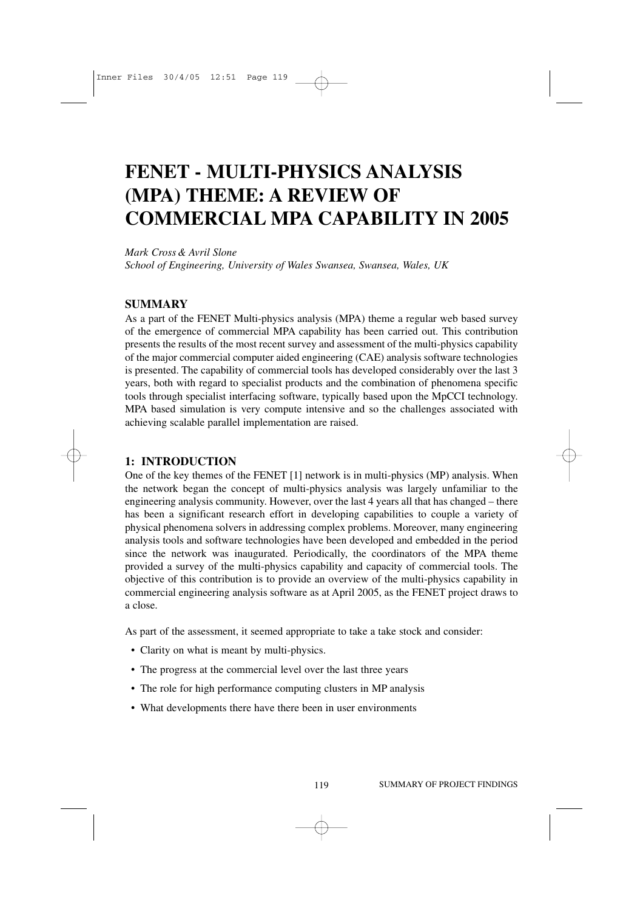# FENET - MULTI-PHYSICS ANALYSIS (MPA) THEME: A REVIEW OF COMMERCIAL MPA CAPABILITY IN 2005

*Mark Cross & Avril Slone*
*School of Engineering, University of Wales Swansea, Swansea, Wales, UK*

## SUMMARY

As a part of the FENET Multi-physics analysis (MPA) theme a regular web based survey of the emergence of commercial MPA capability has been carried out. This contribution presents the results of the most recent survey and assessment of the multi-physics capability of the major commercial computer aided engineering (CAE) analysis software technologies is presented. The capability of commercial tools has developed considerably over the last 3 years, both with regard to specialist products and the combination of phenomena specific tools through specialist interfacing software, typically based upon the MpCCI technology. MPA based simulation is very compute intensive and so the challenges associated with achieving scalable parallel implementation are raised.

## 1: INTRODUCTION

One of the key themes of the FENET [1] network is in multi-physics (MP) analysis. When the network began the concept of multi-physics analysis was largely unfamiliar to the engineering analysis community. However, over the last 4 years all that has changed – there has been a significant research effort in developing capabilities to couple a variety of physical phenomena solvers in addressing complex problems. Moreover, many engineering analysis tools and software technologies have been developed and embedded in the period since the network was inaugurated. Periodically, the coordinators of the MPA theme provided a survey of the multi-physics capability and capacity of commercial tools. The objective of this contribution is to provide an overview of the multi-physics capability in commercial engineering analysis software as at April 2005, as the FENET project draws to a close.

As part of the assessment, it seemed appropriate to take a take stock and consider:

- Clarity on what is meant by multi-physics.
- The progress at the commercial level over the last three years
- The role for high performance computing clusters in MP analysis
- What developments there have there been in user environments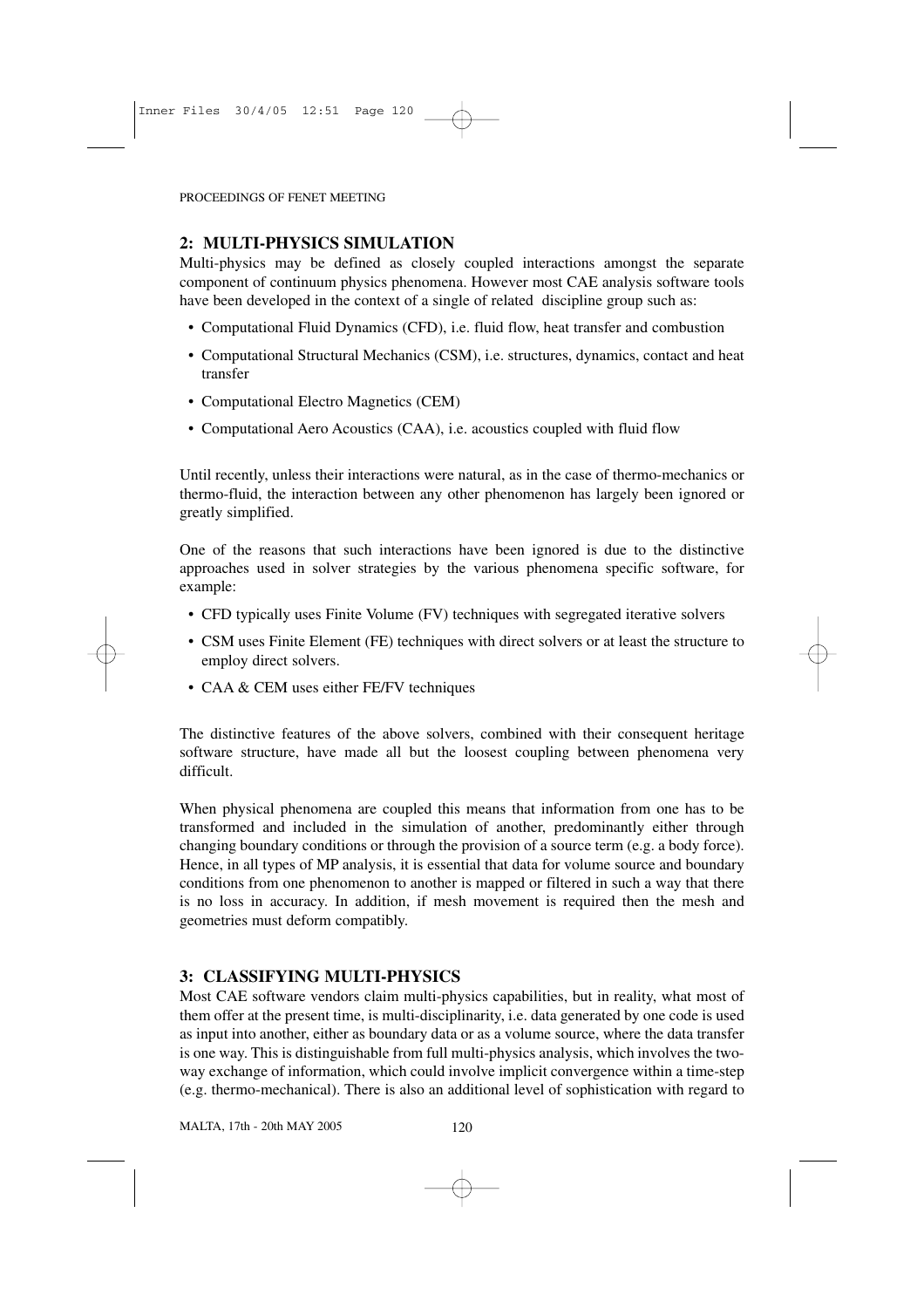## 2: MULTI-PHYSICS SIMULATION

Multi-physics may be defined as closely coupled interactions amongst the separate component of continuum physics phenomena. However most CAE analysis software tools have been developed in the context of a single of related discipline group such as:

- Computational Fluid Dynamics (CFD), i.e. fluid flow, heat transfer and combustion
- Computational Structural Mechanics (CSM), i.e. structures, dynamics, contact and heat transfer
- Computational Electro Magnetics (CEM)
- Computational Aero Acoustics (CAA), i.e. acoustics coupled with fluid flow

Until recently, unless their interactions were natural, as in the case of thermo-mechanics or thermo-fluid, the interaction between any other phenomenon has largely been ignored or greatly simplified.

One of the reasons that such interactions have been ignored is due to the distinctive approaches used in solver strategies by the various phenomena specific software, for example:

- CFD typically uses Finite Volume (FV) techniques with segregated iterative solvers
- CSM uses Finite Element (FE) techniques with direct solvers or at least the structure to employ direct solvers.
- CAA & CEM uses either FE/FV techniques

The distinctive features of the above solvers, combined with their consequent heritage software structure, have made all but the loosest coupling between phenomena very difficult.

When physical phenomena are coupled this means that information from one has to be transformed and included in the simulation of another, predominantly either through changing boundary conditions or through the provision of a source term (e.g. a body force). Hence, in all types of MP analysis, it is essential that data for volume source and boundary conditions from one phenomenon to another is mapped or filtered in such a way that there is no loss in accuracy. In addition, if mesh movement is required then the mesh and geometries must deform compatibly.

## 3: CLASSIFYING MULTI-PHYSICS

Most CAE software vendors claim multi-physics capabilities, but in reality, what most of them offer at the present time, is multi-disciplinarity, i.e. data generated by one code is used as input into another, either as boundary data or as a volume source, where the data transfer is one way. This is distinguishable from full multi-physics analysis, which involves the two-way exchange of information, which could involve implicit convergence within a time-step (e.g. thermo-mechanical). There is also an additional level of sophistication with regard to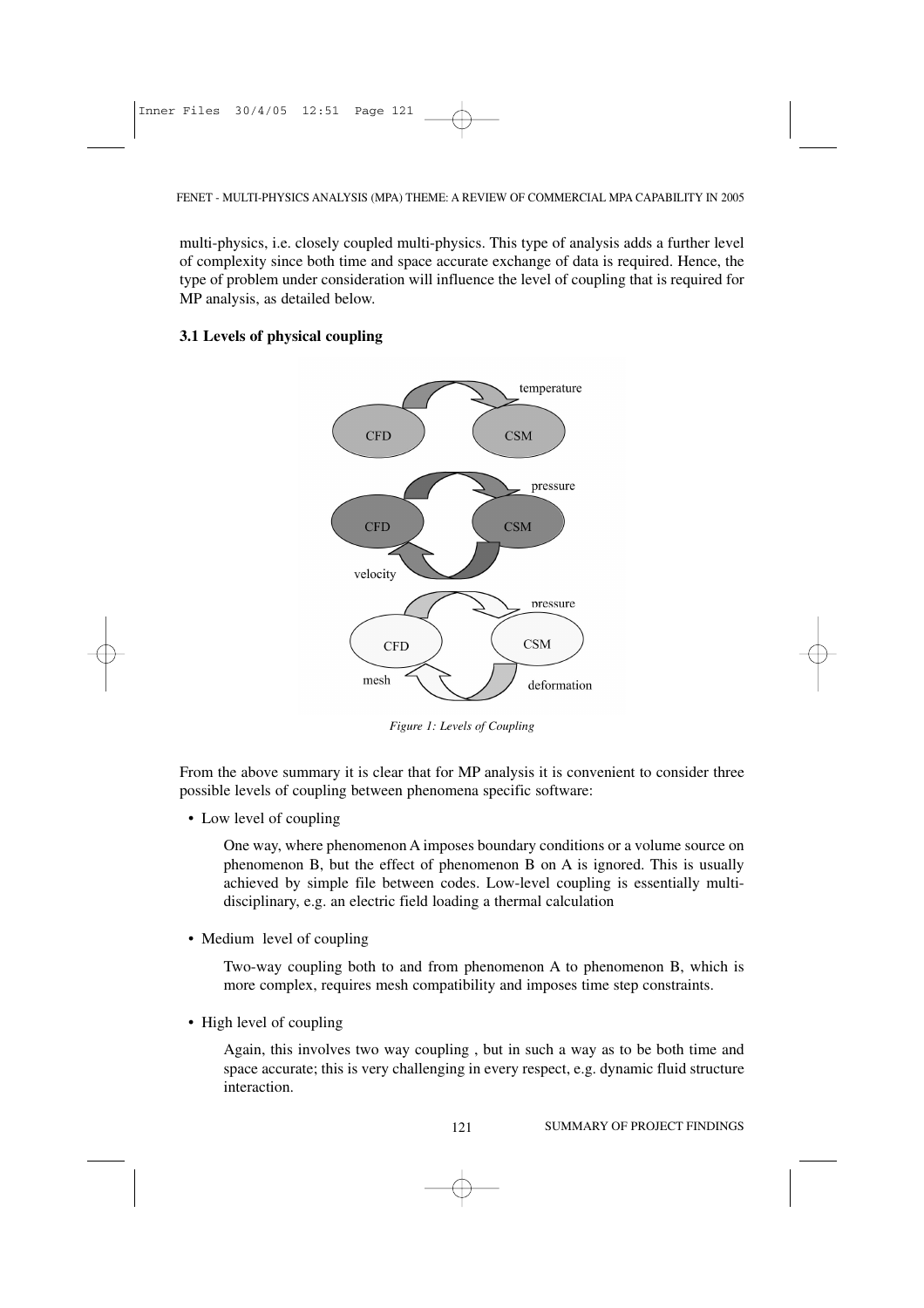multi-physics, i.e. closely coupled multi-physics. This type of analysis adds a further level of complexity since both time and space accurate exchange of data is required. Hence, the type of problem under consideration will influence the level of coupling that is required for MP analysis, as detailed below.

### 3.1 Levels of physical coupling

*Figure 1: Levels of Coupling*

From the above summary it is clear that for MP analysis it is convenient to consider three possible levels of coupling between phenomena specific software:

- Low level of coupling

  One way, where phenomenon A imposes boundary conditions or a volume source on phenomenon B, but the effect of phenomenon B on A is ignored. This is usually achieved by simple file between codes. Low-level coupling is essentially multi-disciplinary, e.g. an electric field loading a thermal calculation

- Medium level of coupling

  Two-way coupling both to and from phenomenon A to phenomenon B, which is more complex, requires mesh compatibility and imposes time step constraints.

- High level of coupling

  Again, this involves two way coupling , but in such a way as to be both time and space accurate; this is very challenging in every respect, e.g. dynamic fluid structure interaction.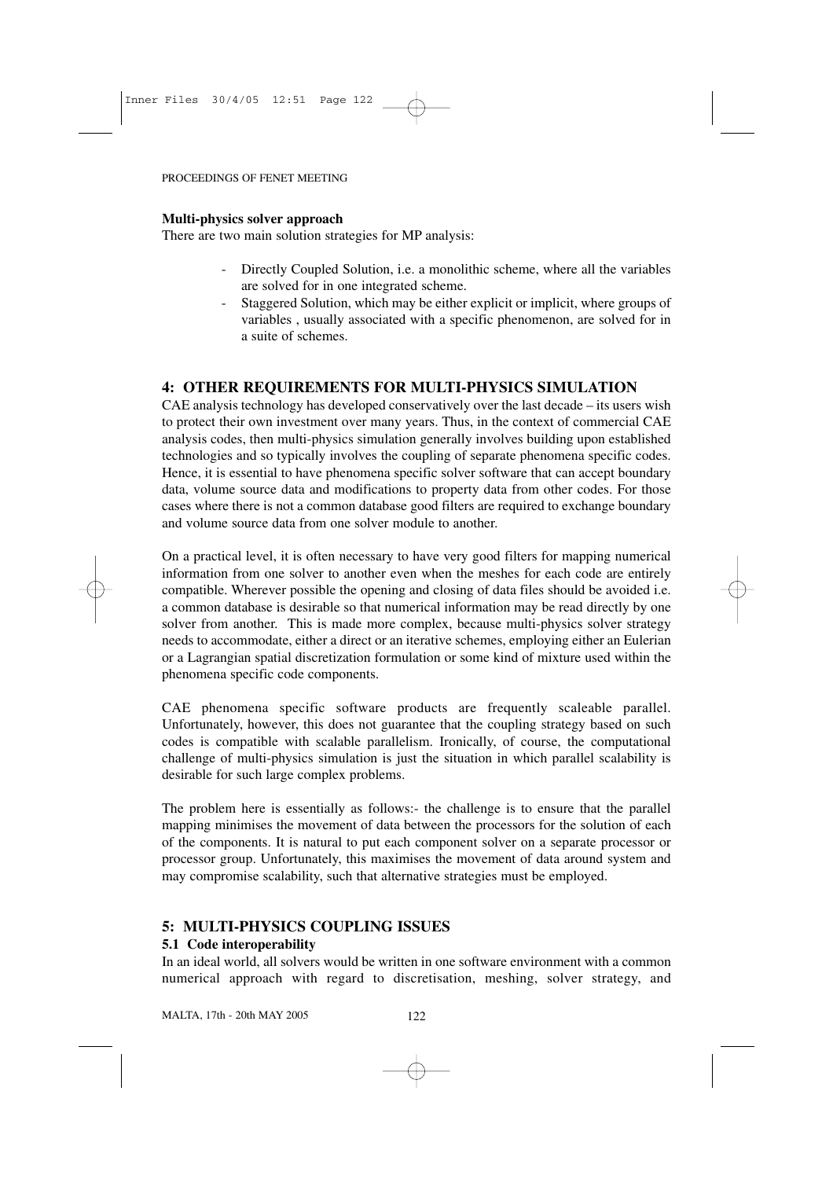**Multi-physics solver approach**

There are two main solution strategies for MP analysis:

- Directly Coupled Solution, i.e. a monolithic scheme, where all the variables are solved for in one integrated scheme.
- Staggered Solution, which may be either explicit or implicit, where groups of variables , usually associated with a specific phenomenon, are solved for in a suite of schemes.

## 4: OTHER REQUIREMENTS FOR MULTI-PHYSICS SIMULATION

CAE analysis technology has developed conservatively over the last decade – its users wish to protect their own investment over many years. Thus, in the context of commercial CAE analysis codes, then multi-physics simulation generally involves building upon established technologies and so typically involves the coupling of separate phenomena specific codes. Hence, it is essential to have phenomena specific solver software that can accept boundary data, volume source data and modifications to property data from other codes. For those cases where there is not a common database good filters are required to exchange boundary and volume source data from one solver module to another.

On a practical level, it is often necessary to have very good filters for mapping numerical information from one solver to another even when the meshes for each code are entirely compatible. Wherever possible the opening and closing of data files should be avoided i.e. a common database is desirable so that numerical information may be read directly by one solver from another. This is made more complex, because multi-physics solver strategy needs to accommodate, either a direct or an iterative schemes, employing either an Eulerian or a Lagrangian spatial discretization formulation or some kind of mixture used within the phenomena specific code components.

CAE phenomena specific software products are frequently scaleable parallel. Unfortunately, however, this does not guarantee that the coupling strategy based on such codes is compatible with scalable parallelism. Ironically, of course, the computational challenge of multi-physics simulation is just the situation in which parallel scalability is desirable for such large complex problems.

The problem here is essentially as follows:- the challenge is to ensure that the parallel mapping minimises the movement of data between the processors for the solution of each of the components. It is natural to put each component solver on a separate processor or processor group. Unfortunately, this maximises the movement of data around system and may compromise scalability, such that alternative strategies must be employed.

## 5: MULTI-PHYSICS COUPLING ISSUES

### 5.1 Code interoperability

In an ideal world, all solvers would be written in one software environment with a common numerical approach with regard to discretisation, meshing, solver strategy, and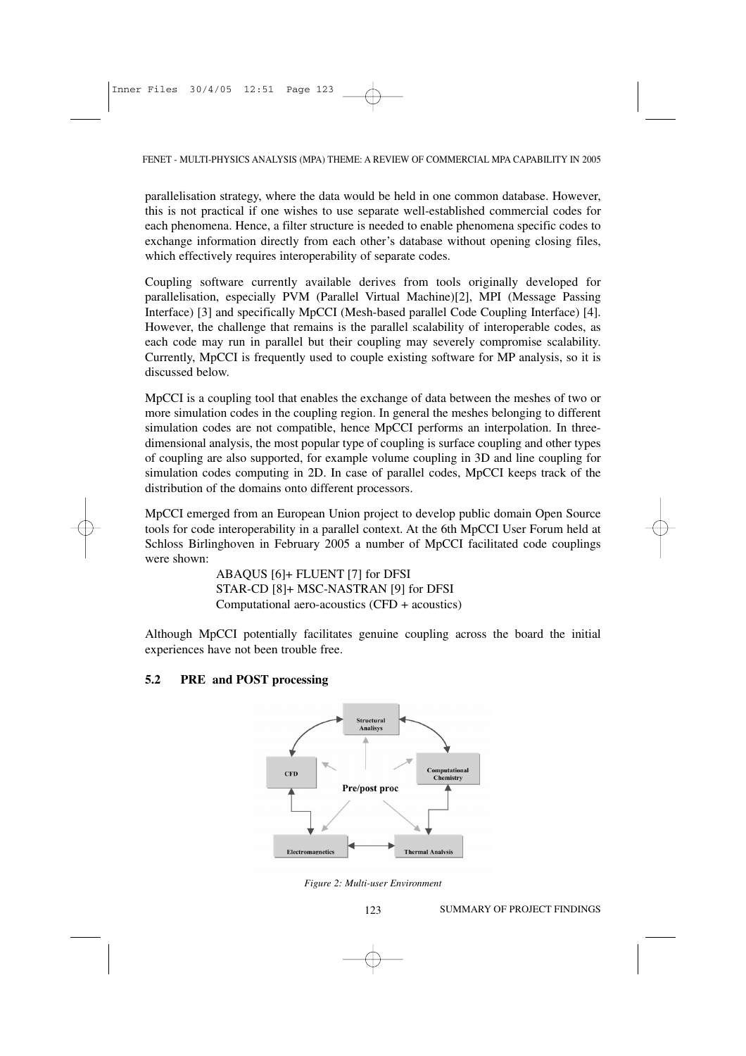parallelisation strategy, where the data would be held in one common database. However, this is not practical if one wishes to use separate well-established commercial codes for each phenomena. Hence, a filter structure is needed to enable phenomena specific codes to exchange information directly from each other's database without opening closing files, which effectively requires interoperability of separate codes.

Coupling software currently available derives from tools originally developed for parallelisation, especially PVM (Parallel Virtual Machine)[2], MPI (Message Passing Interface) [3] and specifically MpCCI (Mesh-based parallel Code Coupling Interface) [4]. However, the challenge that remains is the parallel scalability of interoperable codes, as each code may run in parallel but their coupling may severely compromise scalability. Currently, MpCCI is frequently used to couple existing software for MP analysis, so it is discussed below.

MpCCI is a coupling tool that enables the exchange of data between the meshes of two or more simulation codes in the coupling region. In general the meshes belonging to different simulation codes are not compatible, hence MpCCI performs an interpolation. In three-dimensional analysis, the most popular type of coupling is surface coupling and other types of coupling are also supported, for example volume coupling in 3D and line coupling for simulation codes computing in 2D. In case of parallel codes, MpCCI keeps track of the distribution of the domains onto different processors.

MpCCI emerged from an European Union project to develop public domain Open Source tools for code interoperability in a parallel context. At the 6th MpCCI User Forum held at Schloss Birlinghoven in February 2005 a number of MpCCI facilitated code couplings were shown:

ABAQUS [6]+ FLUENT [7] for DFSI
STAR-CD [8]+ MSC-NASTRAN [9] for DFSI
Computational aero-acoustics (CFD + acoustics)

Although MpCCI potentially facilitates genuine coupling across the board the initial experiences have not been trouble free.

### 5.2 PRE and POST processing

*Figure 2: Multi-user Environment*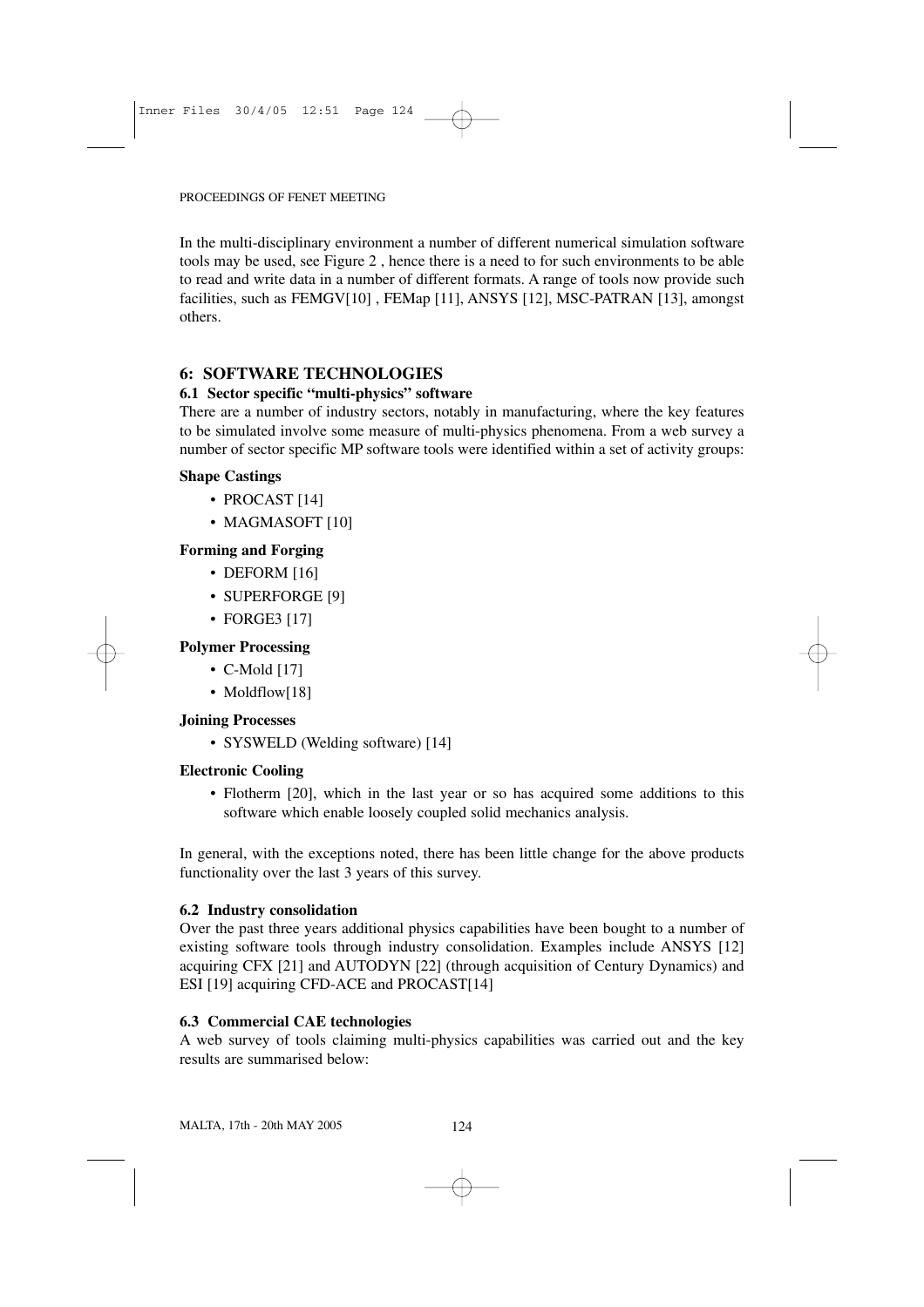In the multi-disciplinary environment a number of different numerical simulation software tools may be used, see Figure 2 , hence there is a need to for such environments to be able to read and write data in a number of different formats. A range of tools now provide such facilities, such as FEMGV[10] , FEMap [11], ANSYS [12], MSC-PATRAN [13], amongst others.

## 6: SOFTWARE TECHNOLOGIES

### 6.1 Sector specific "multi-physics" software

There are a number of industry sectors, notably in manufacturing, where the key features to be simulated involve some measure of multi-physics phenomena. From a web survey a number of sector specific MP software tools were identified within a set of activity groups:

**Shape Castings**

- PROCAST [14]
- MAGMASOFT [10]

**Forming and Forging**

- DEFORM [16]
- SUPERFORGE [9]
- FORGE3 [17]

**Polymer Processing**

- C-Mold [17]
- Moldflow[18]

**Joining Processes**

- SYSWELD (Welding software) [14]

**Electronic Cooling**

- Flotherm [20], which in the last year or so has acquired some additions to this software which enable loosely coupled solid mechanics analysis.

In general, with the exceptions noted, there has been little change for the above products functionality over the last 3 years of this survey.

### 6.2 Industry consolidation

Over the past three years additional physics capabilities have been bought to a number of existing software tools through industry consolidation. Examples include ANSYS [12] acquiring CFX [21] and AUTODYN [22] (through acquisition of Century Dynamics) and ESI [19] acquiring CFD-ACE and PROCAST[14]

### 6.3 Commercial CAE technologies

A web survey of tools claiming multi-physics capabilities was carried out and the key results are summarised below: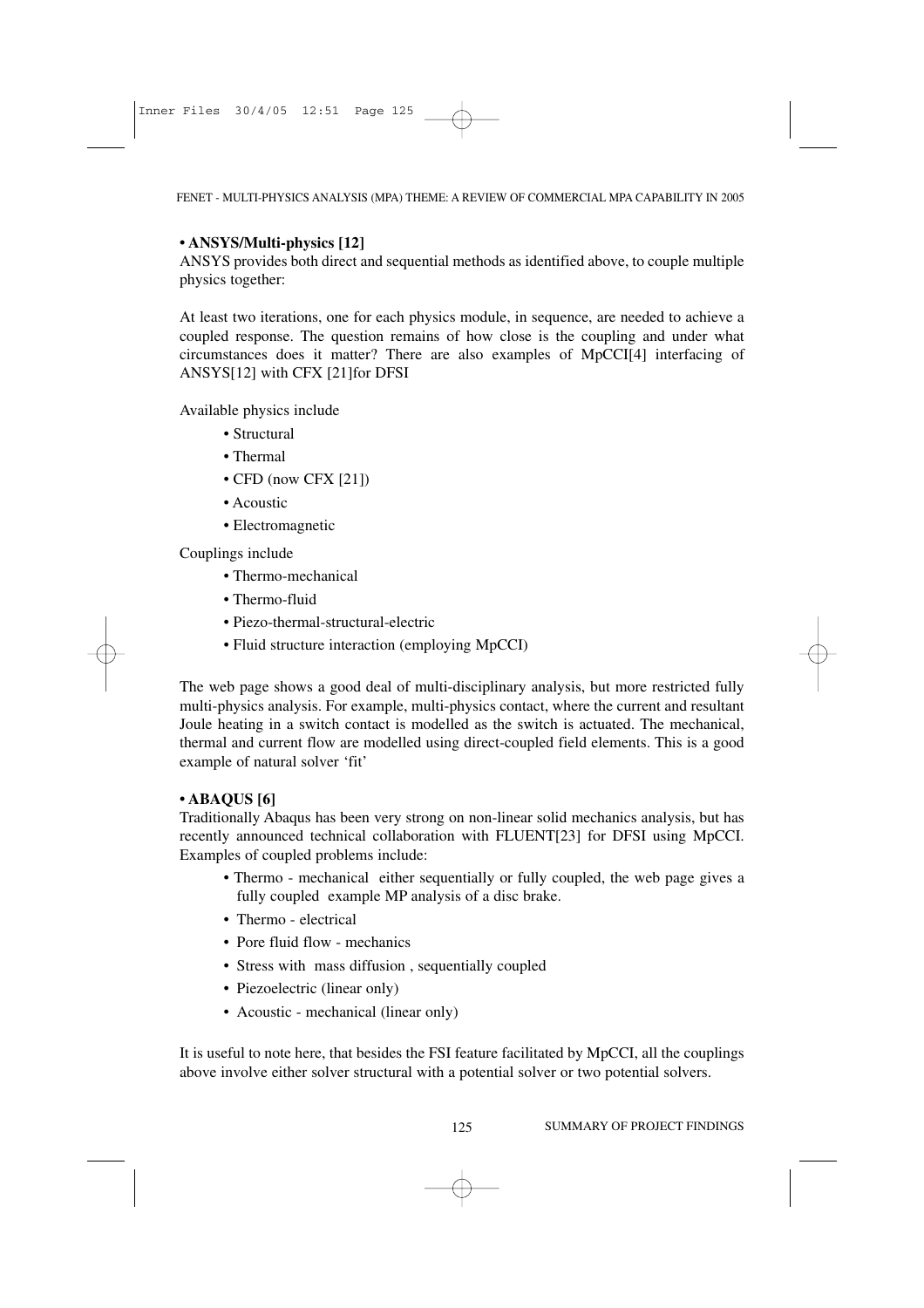**• ANSYS/Multi-physics [12]**

ANSYS provides both direct and sequential methods as identified above, to couple multiple physics together:

At least two iterations, one for each physics module, in sequence, are needed to achieve a coupled response. The question remains of how close is the coupling and under what circumstances does it matter? There are also examples of MpCCI[4] interfacing of ANSYS[12] with CFX [21]for DFSI

Available physics include

- Structural
- Thermal
- CFD (now CFX [21])
- Acoustic
- Electromagnetic

Couplings include

- Thermo-mechanical
- Thermo-fluid
- Piezo-thermal-structural-electric
- Fluid structure interaction (employing MpCCI)

The web page shows a good deal of multi-disciplinary analysis, but more restricted fully multi-physics analysis. For example, multi-physics contact, where the current and resultant Joule heating in a switch contact is modelled as the switch is actuated. The mechanical, thermal and current flow are modelled using direct-coupled field elements. This is a good example of natural solver 'fit'

**• ABAQUS [6]**

Traditionally Abaqus has been very strong on non-linear solid mechanics analysis, but has recently announced technical collaboration with FLUENT[23] for DFSI using MpCCI. Examples of coupled problems include:

- Thermo - mechanical either sequentially or fully coupled, the web page gives a fully coupled example MP analysis of a disc brake.
- Thermo - electrical
- Pore fluid flow - mechanics
- Stress with mass diffusion , sequentially coupled
- Piezoelectric (linear only)
- Acoustic - mechanical (linear only)

It is useful to note here, that besides the FSI feature facilitated by MpCCI, all the couplings above involve either solver structural with a potential solver or two potential solvers.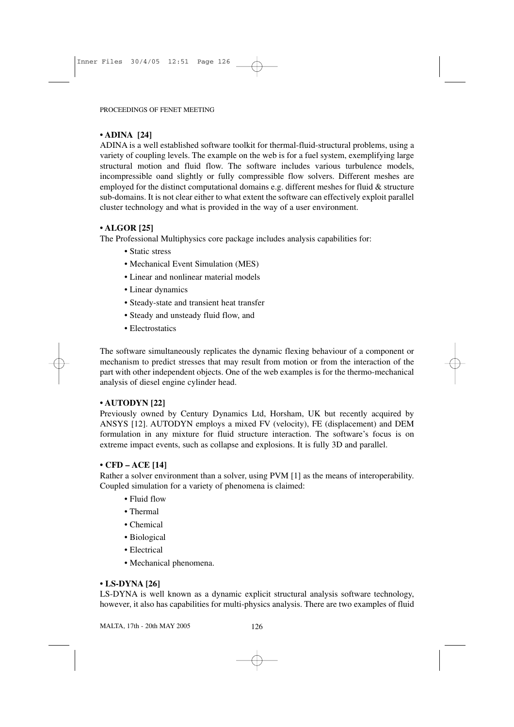**• ADINA [24]**

ADINA is a well established software toolkit for thermal-fluid-structural problems, using a variety of coupling levels. The example on the web is for a fuel system, exemplifying large structural motion and fluid flow. The software includes various turbulence models, incompressible oand slightly or fully compressible flow solvers. Different meshes are employed for the distinct computational domains e.g. different meshes for fluid & structure sub-domains. It is not clear either to what extent the software can effectively exploit parallel cluster technology and what is provided in the way of a user environment.

**• ALGOR [25]**

The Professional Multiphysics core package includes analysis capabilities for:

- Static stress
- Mechanical Event Simulation (MES)
- Linear and nonlinear material models
- Linear dynamics
- Steady-state and transient heat transfer
- Steady and unsteady fluid flow, and
- Electrostatics

The software simultaneously replicates the dynamic flexing behaviour of a component or mechanism to predict stresses that may result from motion or from the interaction of the part with other independent objects. One of the web examples is for the thermo-mechanical analysis of diesel engine cylinder head.

**• AUTODYN [22]**

Previously owned by Century Dynamics Ltd, Horsham, UK but recently acquired by ANSYS [12]. AUTODYN employs a mixed FV (velocity), FE (displacement) and DEM formulation in any mixture for fluid structure interaction. The software's focus is on extreme impact events, such as collapse and explosions. It is fully 3D and parallel.

**• CFD – ACE [14]**

Rather a solver environment than a solver, using PVM [1] as the means of interoperability. Coupled simulation for a variety of phenomena is claimed:

- Fluid flow
- Thermal
- Chemical
- Biological
- Electrical
- Mechanical phenomena.

**• LS-DYNA [26]**

LS-DYNA is well known as a dynamic explicit structural analysis software technology, however, it also has capabilities for multi-physics analysis. There are two examples of fluid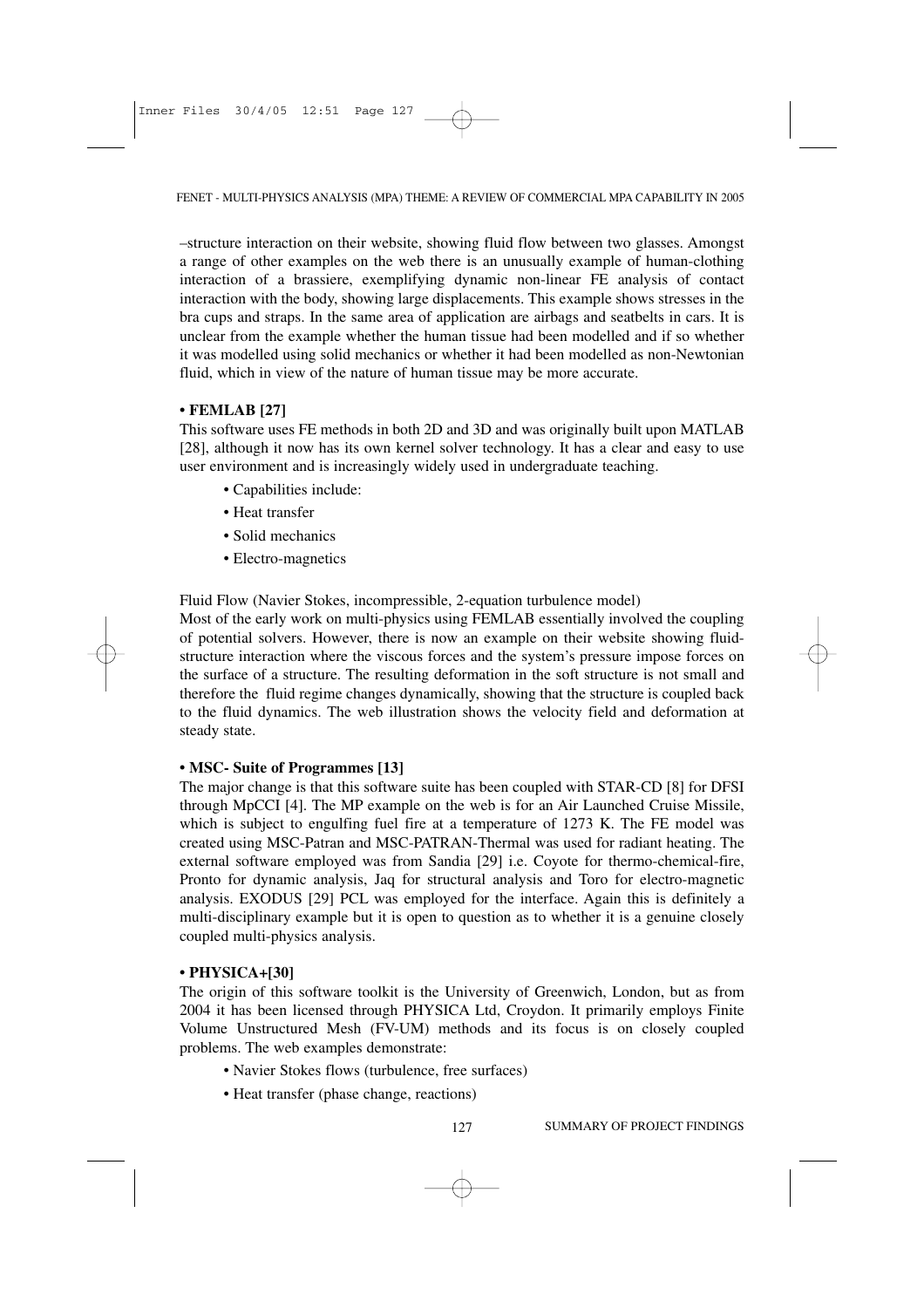–structure interaction on their website, showing fluid flow between two glasses. Amongst a range of other examples on the web there is an unusually example of human-clothing interaction of a brassiere, exemplifying dynamic non-linear FE analysis of contact interaction with the body, showing large displacements. This example shows stresses in the bra cups and straps. In the same area of application are airbags and seatbelts in cars. It is unclear from the example whether the human tissue had been modelled and if so whether it was modelled using solid mechanics or whether it had been modelled as non-Newtonian fluid, which in view of the nature of human tissue may be more accurate.

**• FEMLAB [27]**

This software uses FE methods in both 2D and 3D and was originally built upon MATLAB [28], although it now has its own kernel solver technology. It has a clear and easy to use user environment and is increasingly widely used in undergraduate teaching.

- Capabilities include:
- Heat transfer
- Solid mechanics
- Electro-magnetics

Fluid Flow (Navier Stokes, incompressible, 2-equation turbulence model)

Most of the early work on multi-physics using FEMLAB essentially involved the coupling of potential solvers. However, there is now an example on their website showing fluid-structure interaction where the viscous forces and the system's pressure impose forces on the surface of a structure. The resulting deformation in the soft structure is not small and therefore the fluid regime changes dynamically, showing that the structure is coupled back to the fluid dynamics. The web illustration shows the velocity field and deformation at steady state.

**• MSC- Suite of Programmes [13]**

The major change is that this software suite has been coupled with STAR-CD [8] for DFSI through MpCCI [4]. The MP example on the web is for an Air Launched Cruise Missile, which is subject to engulfing fuel fire at a temperature of 1273 K. The FE model was created using MSC-Patran and MSC-PATRAN-Thermal was used for radiant heating. The external software employed was from Sandia [29] i.e. Coyote for thermo-chemical-fire, Pronto for dynamic analysis, Jaq for structural analysis and Toro for electro-magnetic analysis. EXODUS [29] PCL was employed for the interface. Again this is definitely a multi-disciplinary example but it is open to question as to whether it is a genuine closely coupled multi-physics analysis.

**• PHYSICA+[30]**

The origin of this software toolkit is the University of Greenwich, London, but as from 2004 it has been licensed through PHYSICA Ltd, Croydon. It primarily employs Finite Volume Unstructured Mesh (FV-UM) methods and its focus is on closely coupled problems. The web examples demonstrate:

- Navier Stokes flows (turbulence, free surfaces)
- Heat transfer (phase change, reactions)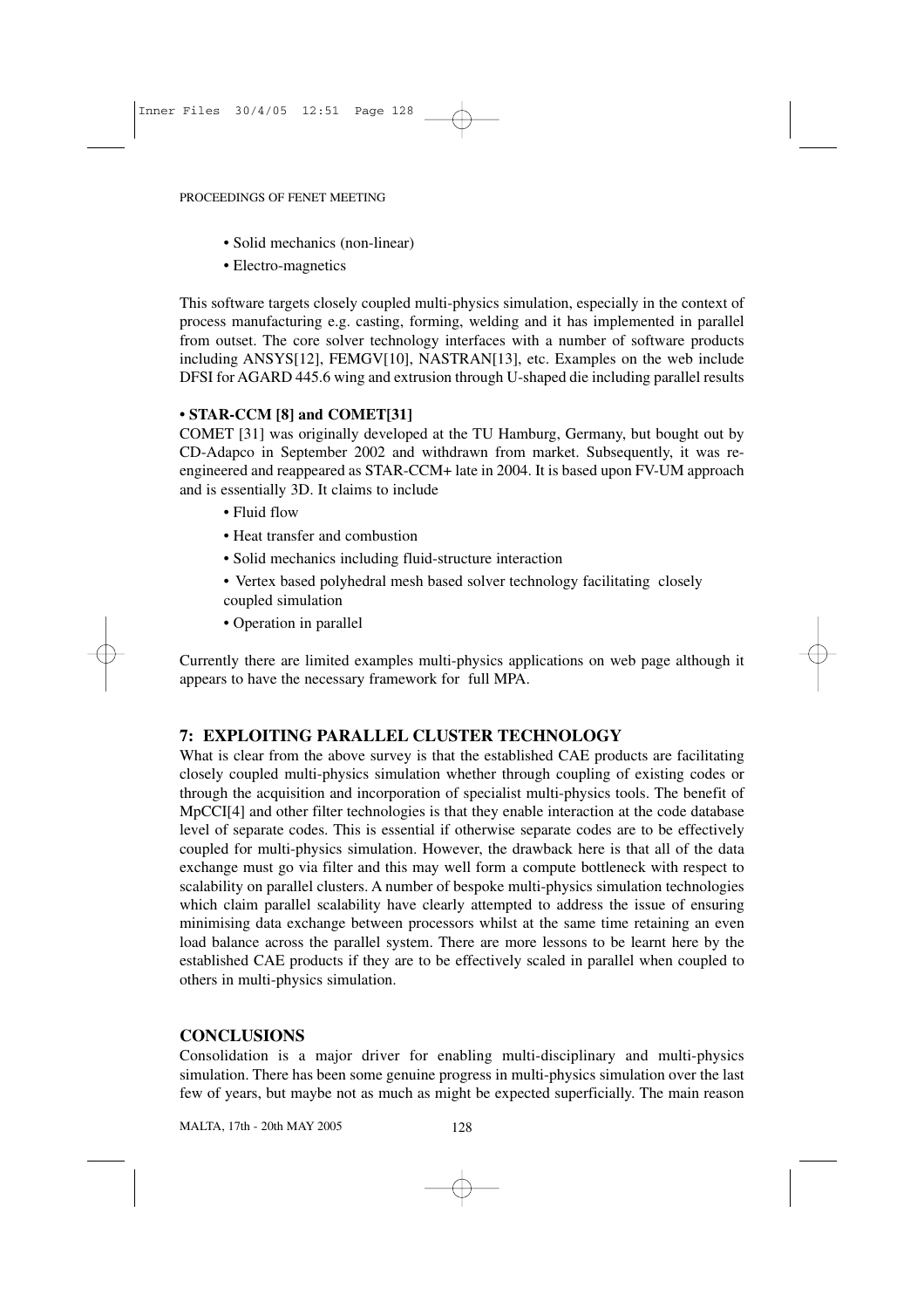- Solid mechanics (non-linear)
- Electro-magnetics

This software targets closely coupled multi-physics simulation, especially in the context of process manufacturing e.g. casting, forming, welding and it has implemented in parallel from outset. The core solver technology interfaces with a number of software products including ANSYS[12], FEMGV[10], NASTRAN[13], etc. Examples on the web include DFSI for AGARD 445.6 wing and extrusion through U-shaped die including parallel results

**• STAR-CCM [8] and COMET[31]**

COMET [31] was originally developed at the TU Hamburg, Germany, but bought out by CD-Adapco in September 2002 and withdrawn from market. Subsequently, it was re-engineered and reappeared as STAR-CCM+ late in 2004. It is based upon FV-UM approach and is essentially 3D. It claims to include

- Fluid flow
- Heat transfer and combustion
- Solid mechanics including fluid-structure interaction
- Vertex based polyhedral mesh based solver technology facilitating closely coupled simulation
- Operation in parallel

Currently there are limited examples multi-physics applications on web page although it appears to have the necessary framework for full MPA.

## 7: EXPLOITING PARALLEL CLUSTER TECHNOLOGY

What is clear from the above survey is that the established CAE products are facilitating closely coupled multi-physics simulation whether through coupling of existing codes or through the acquisition and incorporation of specialist multi-physics tools. The benefit of MpCCI[4] and other filter technologies is that they enable interaction at the code database level of separate codes. This is essential if otherwise separate codes are to be effectively coupled for multi-physics simulation. However, the drawback here is that all of the data exchange must go via filter and this may well form a compute bottleneck with respect to scalability on parallel clusters. A number of bespoke multi-physics simulation technologies which claim parallel scalability have clearly attempted to address the issue of ensuring minimising data exchange between processors whilst at the same time retaining an even load balance across the parallel system. There are more lessons to be learnt here by the established CAE products if they are to be effectively scaled in parallel when coupled to others in multi-physics simulation.

## CONCLUSIONS

Consolidation is a major driver for enabling multi-disciplinary and multi-physics simulation. There has been some genuine progress in multi-physics simulation over the last few of years, but maybe not as much as might be expected superficially. The main reason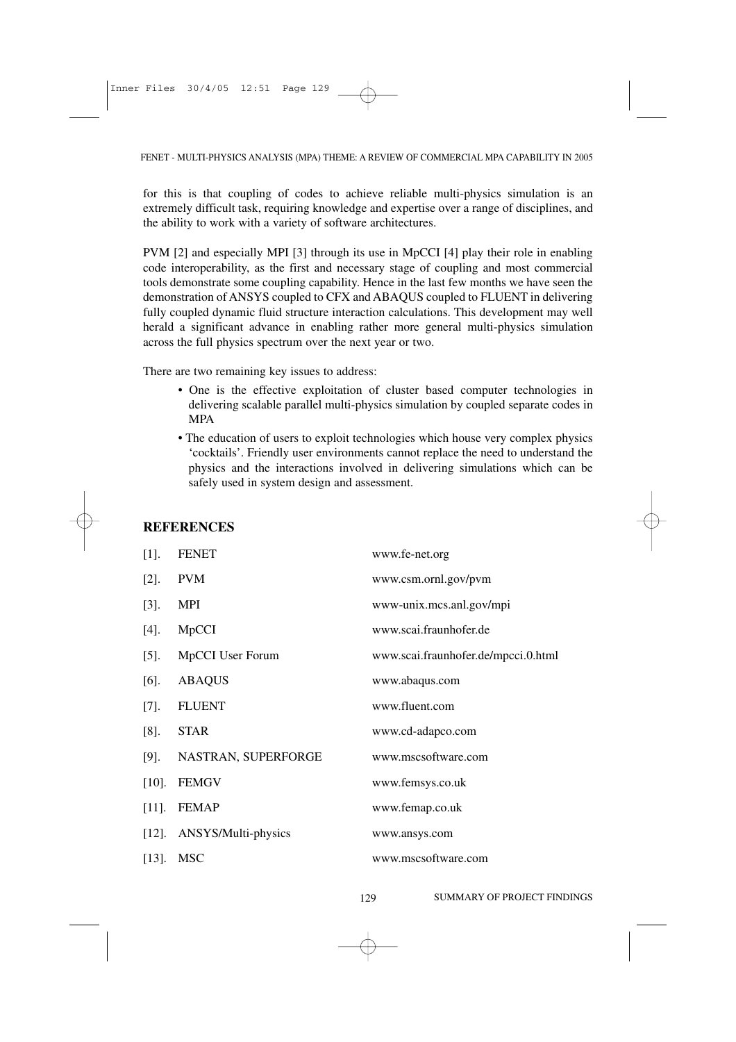for this is that coupling of codes to achieve reliable multi-physics simulation is an extremely difficult task, requiring knowledge and expertise over a range of disciplines, and the ability to work with a variety of software architectures.

PVM [2] and especially MPI [3] through its use in MpCCI [4] play their role in enabling code interoperability, as the first and necessary stage of coupling and most commercial tools demonstrate some coupling capability. Hence in the last few months we have seen the demonstration of ANSYS coupled to CFX and ABAQUS coupled to FLUENT in delivering fully coupled dynamic fluid structure interaction calculations. This development may well herald a significant advance in enabling rather more general multi-physics simulation across the full physics spectrum over the next year or two.

There are two remaining key issues to address:

- One is the effective exploitation of cluster based computer technologies in delivering scalable parallel multi-physics simulation by coupled separate codes in MPA
- The education of users to exploit technologies which house very complex physics 'cocktails'. Friendly user environments cannot replace the need to understand the physics and the interactions involved in delivering simulations which can be safely used in system design and assessment.

## REFERENCES

| | | |
|---|---|---|
| [1]. | FENET | www.fe-net.org |
| [2]. | PVM | www.csm.ornl.gov/pvm |
| [3]. | MPI | www-unix.mcs.anl.gov/mpi |
| [4]. | MpCCI | www.scai.fraunhofer.de |
| [5]. | MpCCI User Forum | www.scai.fraunhofer.de/mpcci.0.html |
| [6]. | ABAQUS | www.abaqus.com |
| [7]. | FLUENT | www.fluent.com |
| [8]. | STAR | www.cd-adapco.com |
| [9]. | NASTRAN, SUPERFORGE | www.mscsoftware.com |
| [10]. | FEMGV | www.femsys.co.uk |
| [11]. | FEMAP | www.femap.co.uk |
| [12]. | ANSYS/Multi-physics | www.ansys.com |
| [13]. | MSC | www.mscsoftware.com |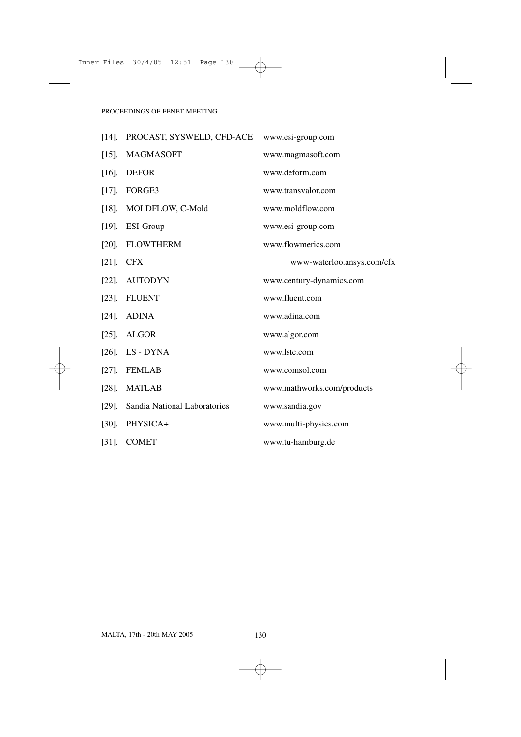| | | |
|---|---|---|
| [14]. | PROCAST, SYSWELD, CFD-ACE | www.esi-group.com |
| [15]. | MAGMASOFT | www.magmasoft.com |
| [16]. | DEFOR | www.deform.com |
| [17]. | FORGE3 | www.transvalor.com |
| [18]. | MOLDFLOW, C-Mold | www.moldflow.com |
| [19]. | ESI-Group | www.esi-group.com |
| [20]. | FLOWTHERM | www.flowmerics.com |
| [21]. | CFX | www-waterloo.ansys.com/cfx |
| [22]. | AUTODYN | www.century-dynamics.com |
| [23]. | FLUENT | www.fluent.com |
| [24]. | ADINA | www.adina.com |
| [25]. | ALGOR | www.algor.com |
| [26]. | LS - DYNA | www.lstc.com |
| [27]. | FEMLAB | www.comsol.com |
| [28]. | MATLAB | www.mathworks.com/products |
| [29]. | Sandia National Laboratories | www.sandia.gov |
| [30]. | PHYSICA+ | www.multi-physics.com |
| [31]. | COMET | www.tu-hamburg.de |